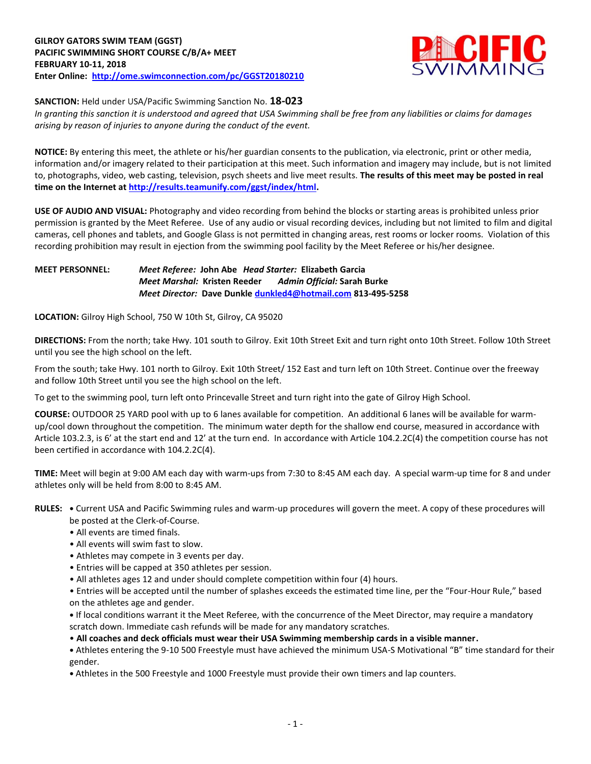**GILROY GATORS SWIM TEAM (GGST)**
**PACIFIC SWIMMING SHORT COURSE C/B/A+ MEET**
**FEBRUARY 10-11, 2018**
**Enter Online: [http://ome.swimconnection.com/pc/GGST20180210](http://ome.swimconnection.com/pc/GGST20180210)**

**SANCTION:** Held under USA/Pacific Swimming Sanction No. **18-023**
*In granting this sanction it is understood and agreed that USA Swimming shall be free from any liabilities or claims for damages arising by reason of injuries to anyone during the conduct of the event.*

**NOTICE:** By entering this meet, the athlete or his/her guardian consents to the publication, via electronic, print or other media, information and/or imagery related to their participation at this meet. Such information and imagery may include, but is not limited to, photographs, video, web casting, television, psych sheets and live meet results. **The results of this meet may be posted in real time on the Internet at [http://results.teamunify.com/ggst/index/html](http://results.teamunify.com/ggst/index/html).**

**USE OF AUDIO AND VISUAL:** Photography and video recording from behind the blocks or starting areas is prohibited unless prior permission is granted by the Meet Referee. Use of any audio or visual recording devices, including but not limited to film and digital cameras, cell phones and tablets, and Google Glass is not permitted in changing areas, rest rooms or locker rooms. Violation of this recording prohibition may result in ejection from the swimming pool facility by the Meet Referee or his/her designee.

**MEET PERSONNEL:** *Meet Referee:* **John Abe** *Head Starter:* **Elizabeth Garcia**
*Meet Marshal:* **Kristen Reeder** *Admin Official:* **Sarah Burke**
*Meet Director:* **Dave Dunkle [dunkled4@hotmail.com](mailto:dunkled4@hotmail.com) 813-495-5258**

**LOCATION:** Gilroy High School, 750 W 10th St, Gilroy, CA 95020

**DIRECTIONS:** From the north; take Hwy. 101 south to Gilroy. Exit 10th Street Exit and turn right onto 10th Street. Follow 10th Street until you see the high school on the left.

From the south; take Hwy. 101 north to Gilroy. Exit 10th Street/ 152 East and turn left on 10th Street. Continue over the freeway and follow 10th Street until you see the high school on the left.

To get to the swimming pool, turn left onto Princevalle Street and turn right into the gate of Gilroy High School.

**COURSE:** OUTDOOR 25 YARD pool with up to 6 lanes available for competition. An additional 6 lanes will be available for warm-up/cool down throughout the competition. The minimum water depth for the shallow end course, measured in accordance with Article 103.2.3, is 6' at the start end and 12' at the turn end. In accordance with Article 104.2.2C(4) the competition course has not been certified in accordance with 104.2.2C(4).

**TIME:** Meet will begin at 9:00 AM each day with warm-ups from 7:30 to 8:45 AM each day. A special warm-up time for 8 and under athletes only will be held from 8:00 to 8:45 AM.

**RULES:**
- Current USA and Pacific Swimming rules and warm-up procedures will govern the meet. A copy of these procedures will be posted at the Clerk-of-Course.
- All events are timed finals.
- All events will swim fast to slow.
- Athletes may compete in 3 events per day.
- Entries will be capped at 350 athletes per session.
- All athletes ages 12 and under should complete competition within four (4) hours.
- Entries will be accepted until the number of splashes exceeds the estimated time line, per the "Four-Hour Rule," based on the athletes age and gender.
- If local conditions warrant it the Meet Referee, with the concurrence of the Meet Director, may require a mandatory scratch down. Immediate cash refunds will be made for any mandatory scratches.
- **All coaches and deck officials must wear their USA Swimming membership cards in a visible manner.**
- Athletes entering the 9-10 500 Freestyle must have achieved the minimum USA-S Motivational "B" time standard for their gender.
- Athletes in the 500 Freestyle and 1000 Freestyle must provide their own timers and lap counters.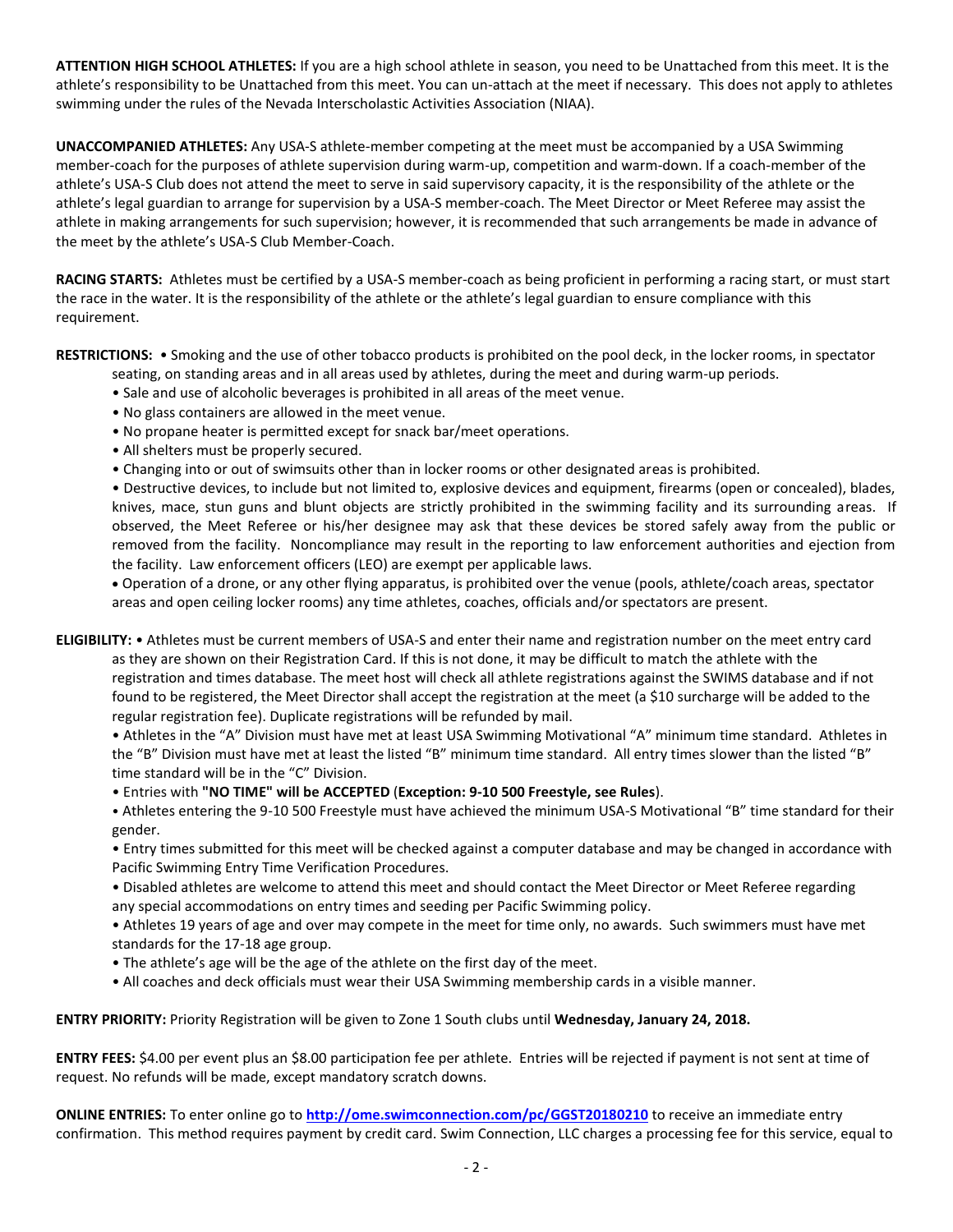**ATTENTION HIGH SCHOOL ATHLETES:** If you are a high school athlete in season, you need to be Unattached from this meet. It is the athlete's responsibility to be Unattached from this meet. You can un-attach at the meet if necessary. This does not apply to athletes swimming under the rules of the Nevada Interscholastic Activities Association (NIAA).

**UNACCOMPANIED ATHLETES:** Any USA-S athlete-member competing at the meet must be accompanied by a USA Swimming member-coach for the purposes of athlete supervision during warm-up, competition and warm-down. If a coach-member of the athlete's USA-S Club does not attend the meet to serve in said supervisory capacity, it is the responsibility of the athlete or the athlete's legal guardian to arrange for supervision by a USA-S member-coach. The Meet Director or Meet Referee may assist the athlete in making arrangements for such supervision; however, it is recommended that such arrangements be made in advance of the meet by the athlete's USA-S Club Member-Coach.

**RACING STARTS:** Athletes must be certified by a USA-S member-coach as being proficient in performing a racing start, or must start the race in the water. It is the responsibility of the athlete or the athlete's legal guardian to ensure compliance with this requirement.

**RESTRICTIONS:** • Smoking and the use of other tobacco products is prohibited on the pool deck, in the locker rooms, in spectator seating, on standing areas and in all areas used by athletes, during the meet and during warm-up periods.
- Sale and use of alcoholic beverages is prohibited in all areas of the meet venue.
- No glass containers are allowed in the meet venue.
- No propane heater is permitted except for snack bar/meet operations.
- All shelters must be properly secured.
- Changing into or out of swimsuits other than in locker rooms or other designated areas is prohibited.
- Destructive devices, to include but not limited to, explosive devices and equipment, firearms (open or concealed), blades, knives, mace, stun guns and blunt objects are strictly prohibited in the swimming facility and its surrounding areas. If observed, the Meet Referee or his/her designee may ask that these devices be stored safely away from the public or removed from the facility. Noncompliance may result in the reporting to law enforcement authorities and ejection from the facility. Law enforcement officers (LEO) are exempt per applicable laws.
- Operation of a drone, or any other flying apparatus, is prohibited over the venue (pools, athlete/coach areas, spectator areas and open ceiling locker rooms) any time athletes, coaches, officials and/or spectators are present.

**ELIGIBILITY:** • Athletes must be current members of USA-S and enter their name and registration number on the meet entry card as they are shown on their Registration Card. If this is not done, it may be difficult to match the athlete with the registration and times database. The meet host will check all athlete registrations against the SWIMS database and if not found to be registered, the Meet Director shall accept the registration at the meet (a $10 surcharge will be added to the regular registration fee). Duplicate registrations will be refunded by mail.
- Athletes in the "A" Division must have met at least USA Swimming Motivational "A" minimum time standard. Athletes in the "B" Division must have met at least the listed "B" minimum time standard. All entry times slower than the listed "B" time standard will be in the "C" Division.
- Entries with **"NO TIME" will be ACCEPTED** (**Exception: 9-10 500 Freestyle, see Rules**).
- Athletes entering the 9-10 500 Freestyle must have achieved the minimum USA-S Motivational "B" time standard for their gender.
- Entry times submitted for this meet will be checked against a computer database and may be changed in accordance with Pacific Swimming Entry Time Verification Procedures.
- Disabled athletes are welcome to attend this meet and should contact the Meet Director or Meet Referee regarding any special accommodations on entry times and seeding per Pacific Swimming policy.
- Athletes 19 years of age and over may compete in the meet for time only, no awards. Such swimmers must have met standards for the 17-18 age group.
- The athlete's age will be the age of the athlete on the first day of the meet.
- All coaches and deck officials must wear their USA Swimming membership cards in a visible manner.

**ENTRY PRIORITY:** Priority Registration will be given to Zone 1 South clubs until **Wednesday, January 24, 2018.**

**ENTRY FEES:** $4.00 per event plus an $8.00 participation fee per athlete. Entries will be rejected if payment is not sent at time of request. No refunds will be made, except mandatory scratch downs.

**ONLINE ENTRIES:** To enter online go to **http://ome.swimconnection.com/pc/GGST20180210** to receive an immediate entry confirmation. This method requires payment by credit card. Swim Connection, LLC charges a processing fee for this service, equal to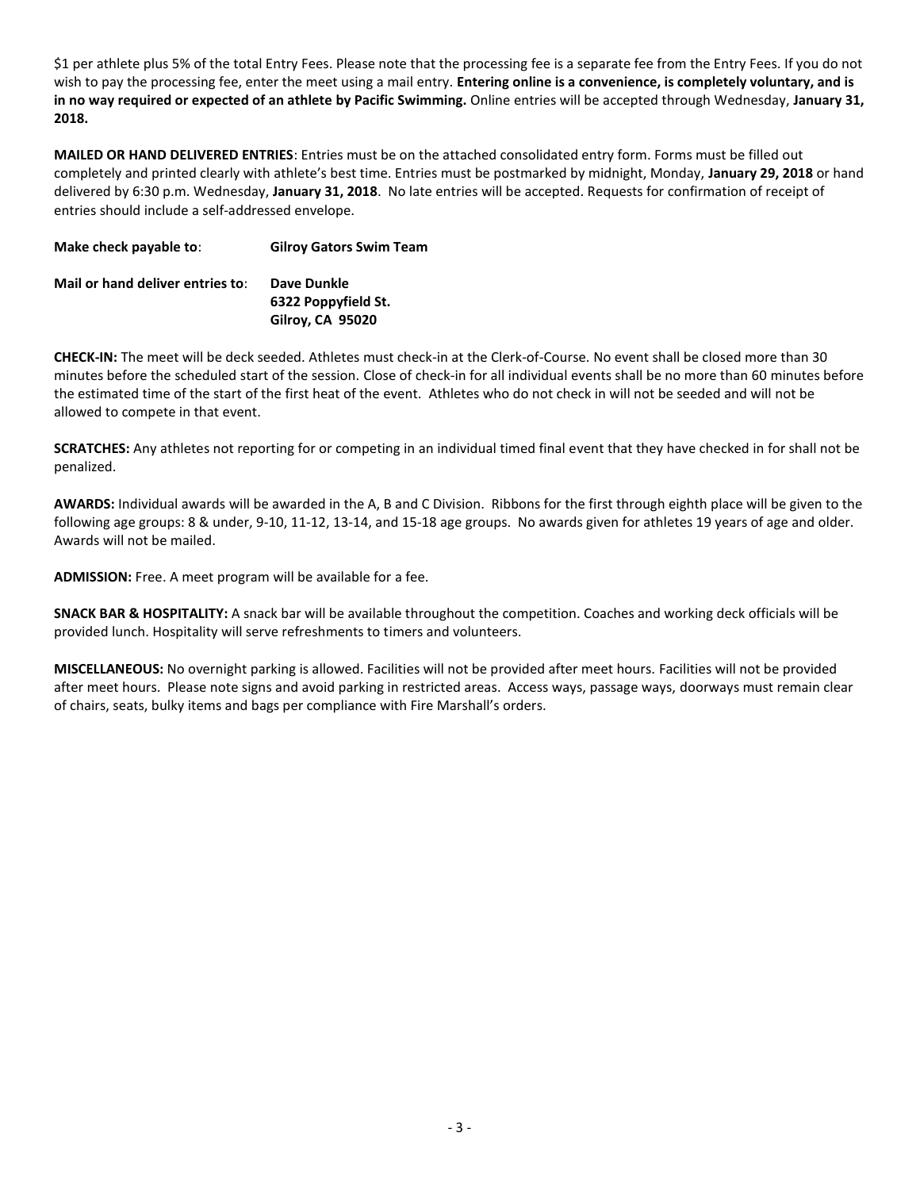$1 per athlete plus 5% of the total Entry Fees. Please note that the processing fee is a separate fee from the Entry Fees. If you do not wish to pay the processing fee, enter the meet using a mail entry. **Entering online is a convenience, is completely voluntary, and is in no way required or expected of an athlete by Pacific Swimming.** Online entries will be accepted through Wednesday, **January 31, 2018.**

**MAILED OR HAND DELIVERED ENTRIES**: Entries must be on the attached consolidated entry form. Forms must be filled out completely and printed clearly with athlete's best time. Entries must be postmarked by midnight, Monday, **January 29, 2018** or hand delivered by 6:30 p.m. Wednesday, **January 31, 2018**. No late entries will be accepted. Requests for confirmation of receipt of entries should include a self-addressed envelope.

**Make check payable to**: **Gilroy Gators Swim Team**

**Mail or hand deliver entries to**: **Dave Dunkle**
**6322 Poppyfield St.**
**Gilroy, CA 95020**

**CHECK-IN:** The meet will be deck seeded. Athletes must check-in at the Clerk-of-Course. No event shall be closed more than 30 minutes before the scheduled start of the session. Close of check-in for all individual events shall be no more than 60 minutes before the estimated time of the start of the first heat of the event. Athletes who do not check in will not be seeded and will not be allowed to compete in that event.

**SCRATCHES:** Any athletes not reporting for or competing in an individual timed final event that they have checked in for shall not be penalized.

**AWARDS:** Individual awards will be awarded in the A, B and C Division. Ribbons for the first through eighth place will be given to the following age groups: 8 & under, 9-10, 11-12, 13-14, and 15-18 age groups. No awards given for athletes 19 years of age and older. Awards will not be mailed.

**ADMISSION:** Free. A meet program will be available for a fee.

**SNACK BAR & HOSPITALITY:** A snack bar will be available throughout the competition. Coaches and working deck officials will be provided lunch. Hospitality will serve refreshments to timers and volunteers.

**MISCELLANEOUS:** No overnight parking is allowed. Facilities will not be provided after meet hours. Facilities will not be provided after meet hours. Please note signs and avoid parking in restricted areas. Access ways, passage ways, doorways must remain clear of chairs, seats, bulky items and bags per compliance with Fire Marshall's orders.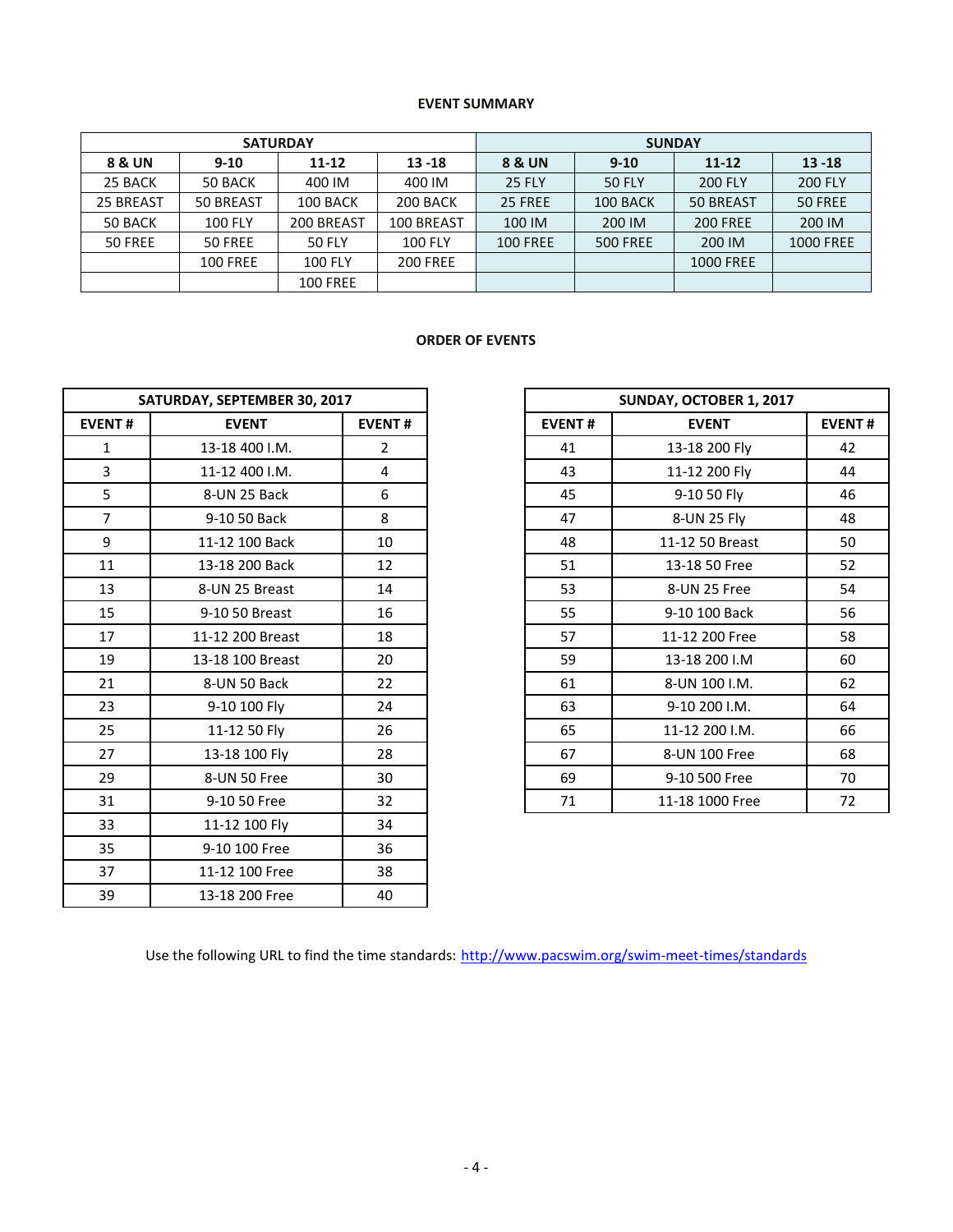**EVENT SUMMARY**

| SATURDAY | | | | SUNDAY | | | |
|---|---|---|---|---|---|---|---|
| **8 & UN** | **9-10** | **11-12** | **13 -18** | **8 & UN** | **9-10** | **11-12** | **13 -18** |
| 25 BACK | 50 BACK | 400 IM | 400 IM | 25 FLY | 50 FLY | 200 FLY | 200 FLY |
| 25 BREAST | 50 BREAST | 100 BACK | 200 BACK | 25 FREE | 100 BACK | 50 BREAST | 50 FREE |
| 50 BACK | 100 FLY | 200 BREAST | 100 BREAST | 100 IM | 200 IM | 200 FREE | 200 IM |
| 50 FREE | 50 FREE | 50 FLY | 100 FLY | 100 FREE | 500 FREE | 200 IM | 1000 FREE |
| | 100 FREE | 100 FLY | 200 FREE | | | 1000 FREE | |
| | | 100 FREE | | | | | |

**ORDER OF EVENTS**

| SATURDAY, SEPTEMBER 30, 2017 | | |
|---|---|---|
| **EVENT #** | **EVENT** | **EVENT #** |
| 1 | 13-18 400 I.M. | 2 |
| 3 | 11-12 400 I.M. | 4 |
| 5 | 8-UN 25 Back | 6 |
| 7 | 9-10 50 Back | 8 |
| 9 | 11-12 100 Back | 10 |
| 11 | 13-18 200 Back | 12 |
| 13 | 8-UN 25 Breast | 14 |
| 15 | 9-10 50 Breast | 16 |
| 17 | 11-12 200 Breast | 18 |
| 19 | 13-18 100 Breast | 20 |
| 21 | 8-UN 50 Back | 22 |
| 23 | 9-10 100 Fly | 24 |
| 25 | 11-12 50 Fly | 26 |
| 27 | 13-18 100 Fly | 28 |
| 29 | 8-UN 50 Free | 30 |
| 31 | 9-10 50 Free | 32 |
| 33 | 11-12 100 Fly | 34 |
| 35 | 9-10 100 Free | 36 |
| 37 | 11-12 100 Free | 38 |
| 39 | 13-18 200 Free | 40 |

| SUNDAY, OCTOBER 1, 2017 | | |
|---|---|---|
| **EVENT #** | **EVENT** | **EVENT #** |
| 41 | 13-18 200 Fly | 42 |
| 43 | 11-12 200 Fly | 44 |
| 45 | 9-10 50 Fly | 46 |
| 47 | 8-UN 25 Fly | 48 |
| 48 | 11-12 50 Breast | 50 |
| 51 | 13-18 50 Free | 52 |
| 53 | 8-UN 25 Free | 54 |
| 55 | 9-10 100 Back | 56 |
| 57 | 11-12 200 Free | 58 |
| 59 | 13-18 200 I.M | 60 |
| 61 | 8-UN 100 I.M. | 62 |
| 63 | 9-10 200 I.M. | 64 |
| 65 | 11-12 200 I.M. | 66 |
| 67 | 8-UN 100 Free | 68 |
| 69 | 9-10 500 Free | 70 |
| 71 | 11-18 1000 Free | 72 |

Use the following URL to find the time standards: [http://www.pacswim.org/swim-meet-times/standards](http://www.pacswim.org/swim-meet-times/standards)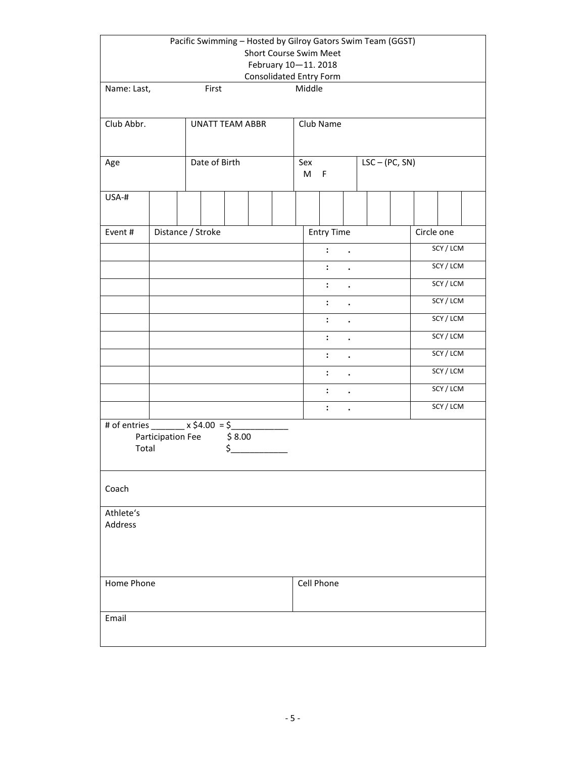Pacific Swimming – Hosted by Gilroy Gators Swim Team (GGST)
Short Course Swim Meet
February 10—11. 2018
Consolidated Entry Form

| | | | |
|---|---|---|---|
| Name: Last, | First | Middle | |
| Club Abbr. | UNATT TEAM ABBR | Club Name | |
| Age | Date of Birth | Sex M F | LSC – (PC, SN) |

| | | | | | | | | | | | | | | |
|---|---|---|---|---|---|---|---|---|---|---|---|---|---|---|
| USA-# | | | | | | | | | | | | | | |

| Event # | Distance / Stroke | Entry Time | Circle one |
|---|---|---|---|
| | | : . | SCY / LCM |
| | | : . | SCY / LCM |
| | | : . | SCY / LCM |
| | | : . | SCY / LCM |
| | | : . | SCY / LCM |
| | | : . | SCY / LCM |
| | | : . | SCY / LCM |
| | | : . | SCY / LCM |
| | | : . | SCY / LCM |
| | | : . | SCY / LCM |

# of entries _______ x $4.00 = $____________
Participation Fee $ 8.00
Total $____________

| | |
|---|---|
| Coach | |
| Athlete's Address | |
| Home Phone | Cell Phone |
| Email | |